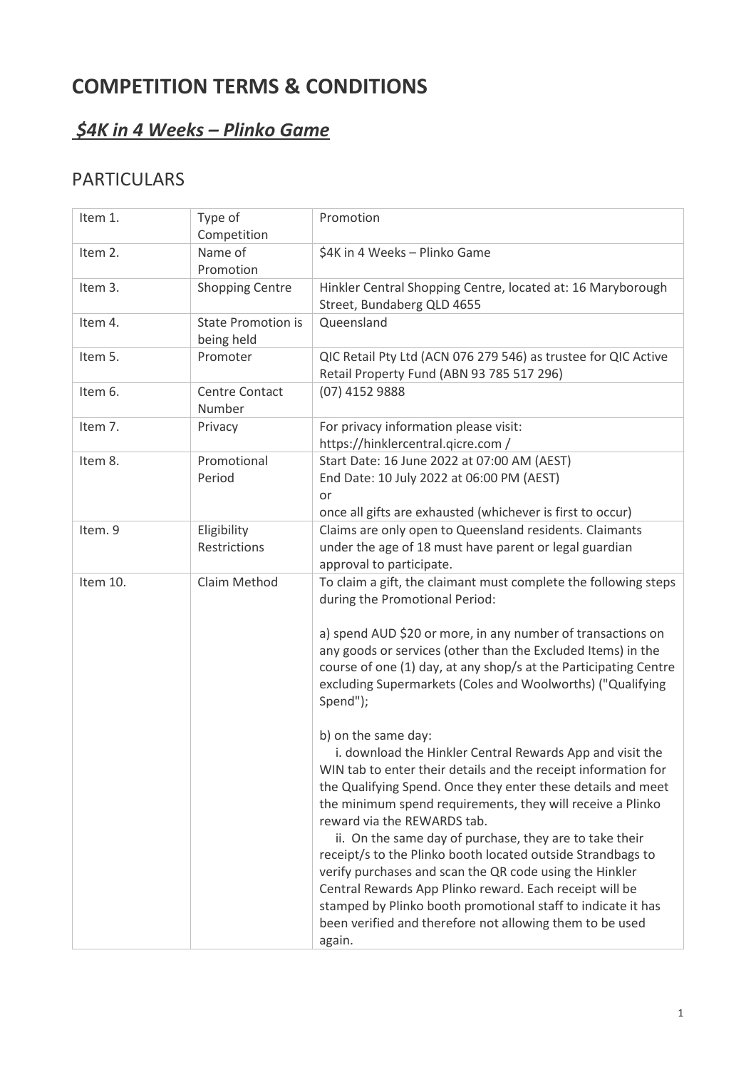# COMPETITION TERMS & CONDITIONS

## *$4K in 4 Weeks – Plinko Game*

## PARTICULARS

| | | |
|---|---|---|
| Item 1. | Type of Competition | Promotion |
| Item 2. | Name of Promotion | $4K in 4 Weeks – Plinko Game |
| Item 3. | Shopping Centre | Hinkler Central Shopping Centre, located at: 16 Maryborough Street, Bundaberg QLD 4655 |
| Item 4. | State Promotion is being held | Queensland |
| Item 5. | Promoter | QIC Retail Pty Ltd (ACN 076 279 546) as trustee for QIC Active Retail Property Fund (ABN 93 785 517 296) |
| Item 6. | Centre Contact Number | (07) 4152 9888 |
| Item 7. | Privacy | For privacy information please visit: https://hinklercentral.qicre.com / |
| Item 8. | Promotional Period | Start Date: 16 June 2022 at 07:00 AM (AEST)<br>End Date: 10 July 2022 at 06:00 PM (AEST)<br>or<br>once all gifts are exhausted (whichever is first to occur) |
| Item. 9 | Eligibility Restrictions | Claims are only open to Queensland residents. Claimants under the age of 18 must have parent or legal guardian approval to participate. |
| Item 10. | Claim Method | To claim a gift, the claimant must complete the following steps during the Promotional Period:<br><br>a) spend AUD $20 or more, in any number of transactions on any goods or services (other than the Excluded Items) in the course of one (1) day, at any shop/s at the Participating Centre excluding Supermarkets (Coles and Woolworths) ("Qualifying Spend");<br><br>b) on the same day:<br>i. download the Hinkler Central Rewards App and visit the WIN tab to enter their details and the receipt information for the Qualifying Spend. Once they enter these details and meet the minimum spend requirements, they will receive a Plinko reward via the REWARDS tab.<br>ii. On the same day of purchase, they are to take their receipt/s to the Plinko booth located outside Strandbags to verify purchases and scan the QR code using the Hinkler Central Rewards App Plinko reward. Each receipt will be stamped by Plinko booth promotional staff to indicate it has been verified and therefore not allowing them to be used again. |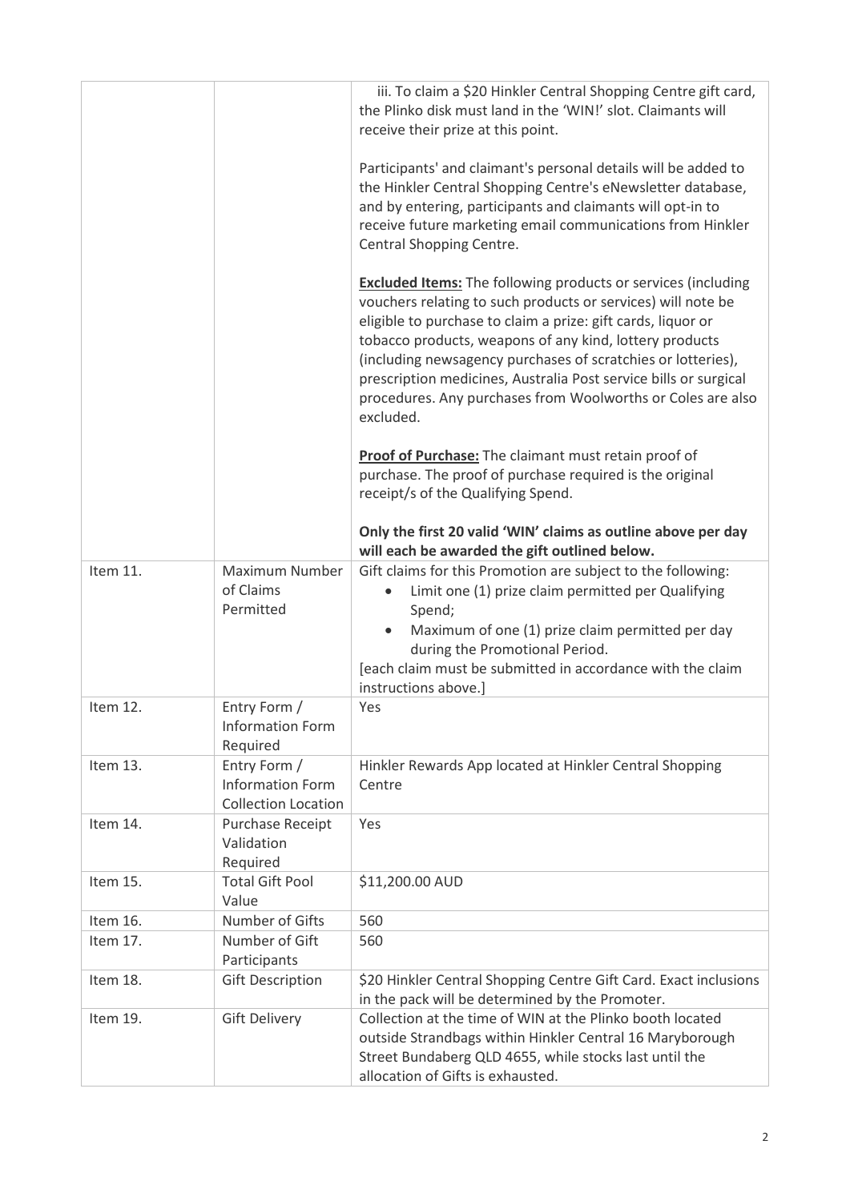| | | |
|---|---|---|
| | | iii. To claim a $20 Hinkler Central Shopping Centre gift card, the Plinko disk must land in the 'WIN!' slot. Claimants will receive their prize at this point.<br><br>Participants' and claimant's personal details will be added to the Hinkler Central Shopping Centre's eNewsletter database, and by entering, participants and claimants will opt-in to receive future marketing email communications from Hinkler Central Shopping Centre.<br><br>**<u>Excluded Items:</u>** The following products or services (including vouchers relating to such products or services) will note be eligible to purchase to claim a prize: gift cards, liquor or tobacco products, weapons of any kind, lottery products (including newsagency purchases of scratchies or lotteries), prescription medicines, Australia Post service bills or surgical procedures. Any purchases from Woolworths or Coles are also excluded.<br><br>**<u>Proof of Purchase:</u>** The claimant must retain proof of purchase. The proof of purchase required is the original receipt/s of the Qualifying Spend.<br><br>**Only the first 20 valid 'WIN' claims as outline above per day will each be awarded the gift outlined below.** |
| Item 11. | Maximum Number of Claims Permitted | Gift claims for this Promotion are subject to the following:<br>• Limit one (1) prize claim permitted per Qualifying Spend;<br>• Maximum of one (1) prize claim permitted per day during the Promotional Period.<br>[each claim must be submitted in accordance with the claim instructions above.] |
| Item 12. | Entry Form / Information Form Required | Yes |
| Item 13. | Entry Form / Information Form Collection Location | Hinkler Rewards App located at Hinkler Central Shopping Centre |
| Item 14. | Purchase Receipt Validation Required | Yes |
| Item 15. | Total Gift Pool Value | $11,200.00 AUD |
| Item 16. | Number of Gifts | 560 |
| Item 17. | Number of Gift Participants | 560 |
| Item 18. | Gift Description | $20 Hinkler Central Shopping Centre Gift Card. Exact inclusions in the pack will be determined by the Promoter. |
| Item 19. | Gift Delivery | Collection at the time of WIN at the Plinko booth located outside Strandbags within Hinkler Central 16 Maryborough Street Bundaberg QLD 4655, while stocks last until the allocation of Gifts is exhausted. |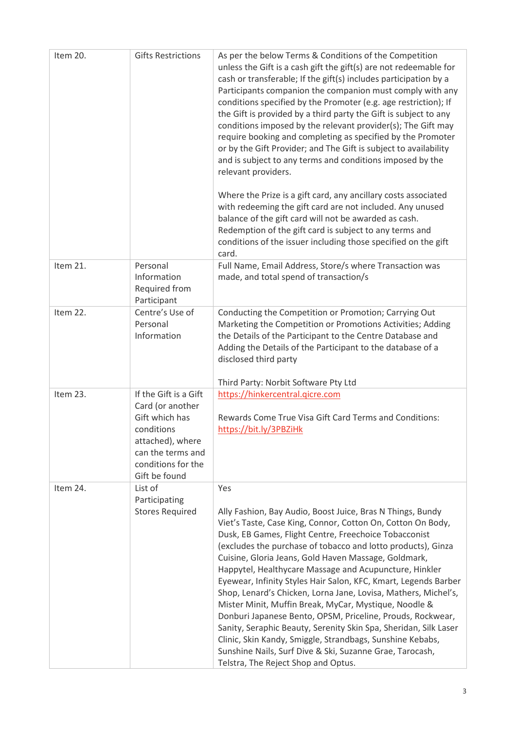| | | |
|---|---|---|
| Item 20. | Gifts Restrictions | As per the below Terms & Conditions of the Competition unless the Gift is a cash gift the gift(s) are not redeemable for cash or transferable; If the gift(s) includes participation by a Participants companion the companion must comply with any conditions specified by the Promoter (e.g. age restriction); If the Gift is provided by a third party the Gift is subject to any conditions imposed by the relevant provider(s); The Gift may require booking and completing as specified by the Promoter or by the Gift Provider; and The Gift is subject to availability and is subject to any terms and conditions imposed by the relevant providers.<br><br>Where the Prize is a gift card, any ancillary costs associated with redeeming the gift card are not included. Any unused balance of the gift card will not be awarded as cash. Redemption of the gift card is subject to any terms and conditions of the issuer including those specified on the gift card. |
| Item 21. | Personal Information Required from Participant | Full Name, Email Address, Store/s where Transaction was made, and total spend of transaction/s |
| Item 22. | Centre's Use of Personal Information | Conducting the Competition or Promotion; Carrying Out Marketing the Competition or Promotions Activities; Adding the Details of the Participant to the Centre Database and Adding the Details of the Participant to the database of a disclosed third party<br><br>Third Party: Norbit Software Pty Ltd |
| Item 23. | If the Gift is a Gift Card (or another Gift which has conditions attached), where can the terms and conditions for the Gift be found | https://hinkercentral.qicre.com<br><br>Rewards Come True Visa Gift Card Terms and Conditions: https://bit.ly/3PBZiHk |
| Item 24. | List of Participating Stores Required | Yes<br><br>Ally Fashion, Bay Audio, Boost Juice, Bras N Things, Bundy Viet's Taste, Case King, Connor, Cotton On, Cotton On Body, Dusk, EB Games, Flight Centre, Freechoice Tobacconist (excludes the purchase of tobacco and lotto products), Ginza Cuisine, Gloria Jeans, Gold Haven Massage, Goldmark, Happytel, Healthycare Massage and Acupuncture, Hinkler Eyewear, Infinity Styles Hair Salon, KFC, Kmart, Legends Barber Shop, Lenard's Chicken, Lorna Jane, Lovisa, Mathers, Michel's, Mister Minit, Muffin Break, MyCar, Mystique, Noodle & Donburi Japanese Bento, OPSM, Priceline, Prouds, Rockwear, Sanity, Seraphic Beauty, Serenity Skin Spa, Sheridan, Silk Laser Clinic, Skin Kandy, Smiggle, Strandbags, Sunshine Kebabs, Sunshine Nails, Surf Dive & Ski, Suzanne Grae, Tarocash, Telstra, The Reject Shop and Optus. |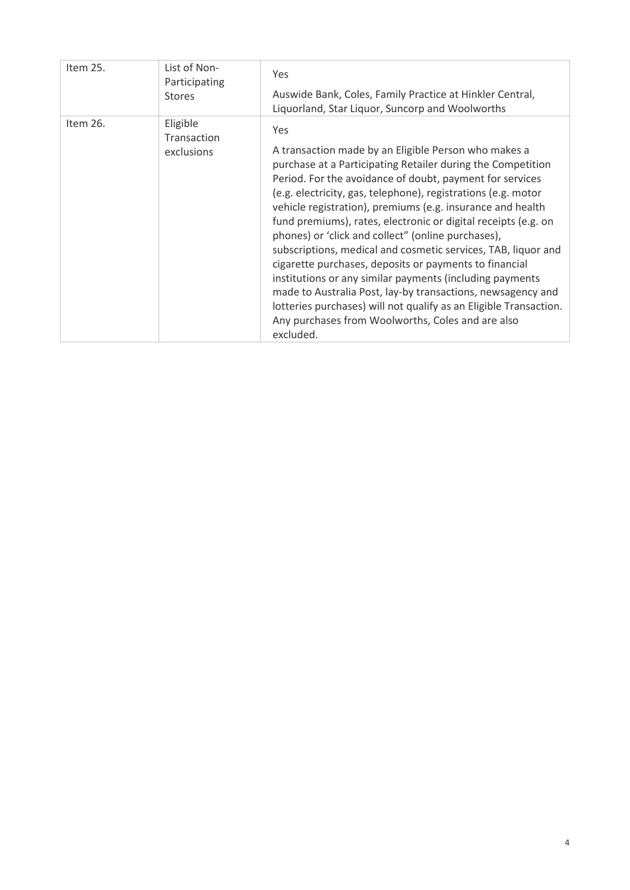| | | |
|---|---|---|
| Item 25. | List of Non-Participating Stores | Yes<br><br>Auswide Bank, Coles, Family Practice at Hinkler Central, Liquorland, Star Liquor, Suncorp and Woolworths |
| Item 26. | Eligible Transaction exclusions | Yes<br><br>A transaction made by an Eligible Person who makes a purchase at a Participating Retailer during the Competition Period. For the avoidance of doubt, payment for services (e.g. electricity, gas, telephone), registrations (e.g. motor vehicle registration), premiums (e.g. insurance and health fund premiums), rates, electronic or digital receipts (e.g. on phones) or 'click and collect" (online purchases), subscriptions, medical and cosmetic services, TAB, liquor and cigarette purchases, deposits or payments to financial institutions or any similar payments (including payments made to Australia Post, lay-by transactions, newsagency and lotteries purchases) will not qualify as an Eligible Transaction. Any purchases from Woolworths, Coles and are also excluded. |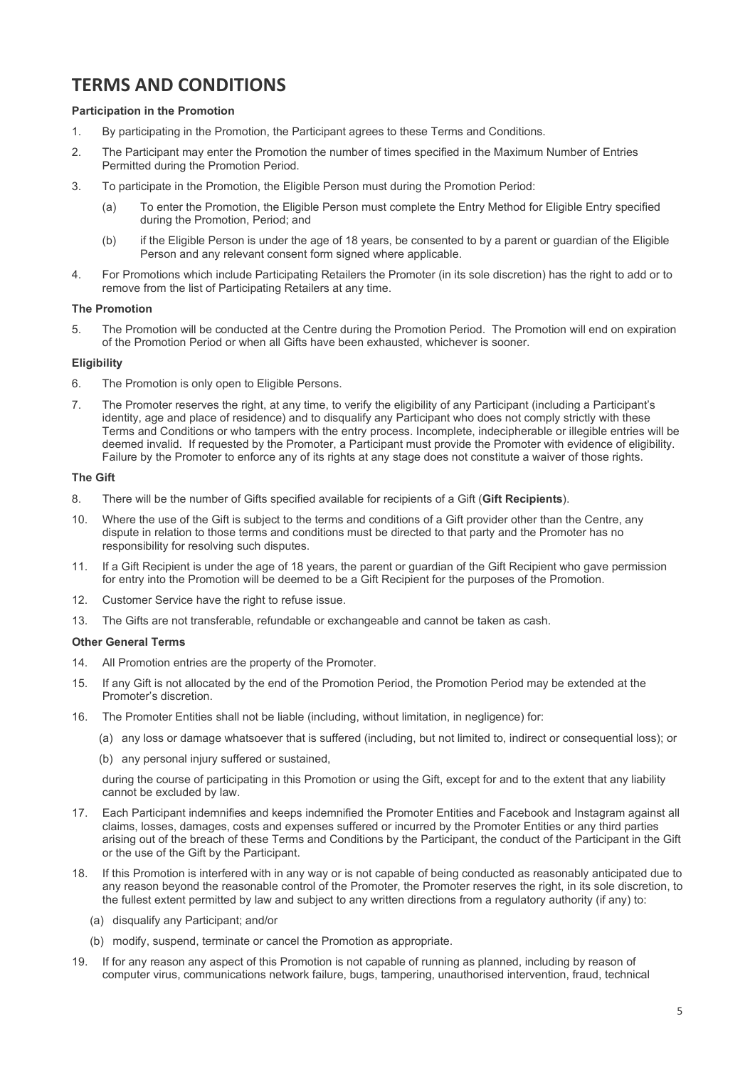# TERMS AND CONDITIONS

**Participation in the Promotion**

1. By participating in the Promotion, the Participant agrees to these Terms and Conditions.
2. The Participant may enter the Promotion the number of times specified in the Maximum Number of Entries Permitted during the Promotion Period.
3. To participate in the Promotion, the Eligible Person must during the Promotion Period:
   (a) To enter the Promotion, the Eligible Person must complete the Entry Method for Eligible Entry specified during the Promotion, Period; and
   (b) if the Eligible Person is under the age of 18 years, be consented to by a parent or guardian of the Eligible Person and any relevant consent form signed where applicable.
4. For Promotions which include Participating Retailers the Promoter (in its sole discretion) has the right to add or to remove from the list of Participating Retailers at any time.

**The Promotion**

5. The Promotion will be conducted at the Centre during the Promotion Period. The Promotion will end on expiration of the Promotion Period or when all Gifts have been exhausted, whichever is sooner.

**Eligibility**

6. The Promotion is only open to Eligible Persons.
7. The Promoter reserves the right, at any time, to verify the eligibility of any Participant (including a Participant's identity, age and place of residence) and to disqualify any Participant who does not comply strictly with these Terms and Conditions or who tampers with the entry process. Incomplete, indecipherable or illegible entries will be deemed invalid. If requested by the Promoter, a Participant must provide the Promoter with evidence of eligibility. Failure by the Promoter to enforce any of its rights at any stage does not constitute a waiver of those rights.

**The Gift**

8. There will be the number of Gifts specified available for recipients of a Gift (**Gift Recipients**).
10. Where the use of the Gift is subject to the terms and conditions of a Gift provider other than the Centre, any dispute in relation to those terms and conditions must be directed to that party and the Promoter has no responsibility for resolving such disputes.
11. If a Gift Recipient is under the age of 18 years, the parent or guardian of the Gift Recipient who gave permission for entry into the Promotion will be deemed to be a Gift Recipient for the purposes of the Promotion.
12. Customer Service have the right to refuse issue.
13. The Gifts are not transferable, refundable or exchangeable and cannot be taken as cash.

**Other General Terms**

14. All Promotion entries are the property of the Promoter.
15. If any Gift is not allocated by the end of the Promotion Period, the Promotion Period may be extended at the Promoter's discretion.
16. The Promoter Entities shall not be liable (including, without limitation, in negligence) for:
   (a) any loss or damage whatsoever that is suffered (including, but not limited to, indirect or consequential loss); or
   (b) any personal injury suffered or sustained,

   during the course of participating in this Promotion or using the Gift, except for and to the extent that any liability cannot be excluded by law.
17. Each Participant indemnifies and keeps indemnified the Promoter Entities and Facebook and Instagram against all claims, losses, damages, costs and expenses suffered or incurred by the Promoter Entities or any third parties arising out of the breach of these Terms and Conditions by the Participant, the conduct of the Participant in the Gift or the use of the Gift by the Participant.
18. If this Promotion is interfered with in any way or is not capable of being conducted as reasonably anticipated due to any reason beyond the reasonable control of the Promoter, the Promoter reserves the right, in its sole discretion, to the fullest extent permitted by law and subject to any written directions from a regulatory authority (if any) to:
   (a) disqualify any Participant; and/or
   (b) modify, suspend, terminate or cancel the Promotion as appropriate.
19. If for any reason any aspect of this Promotion is not capable of running as planned, including by reason of computer virus, communications network failure, bugs, tampering, unauthorised intervention, fraud, technical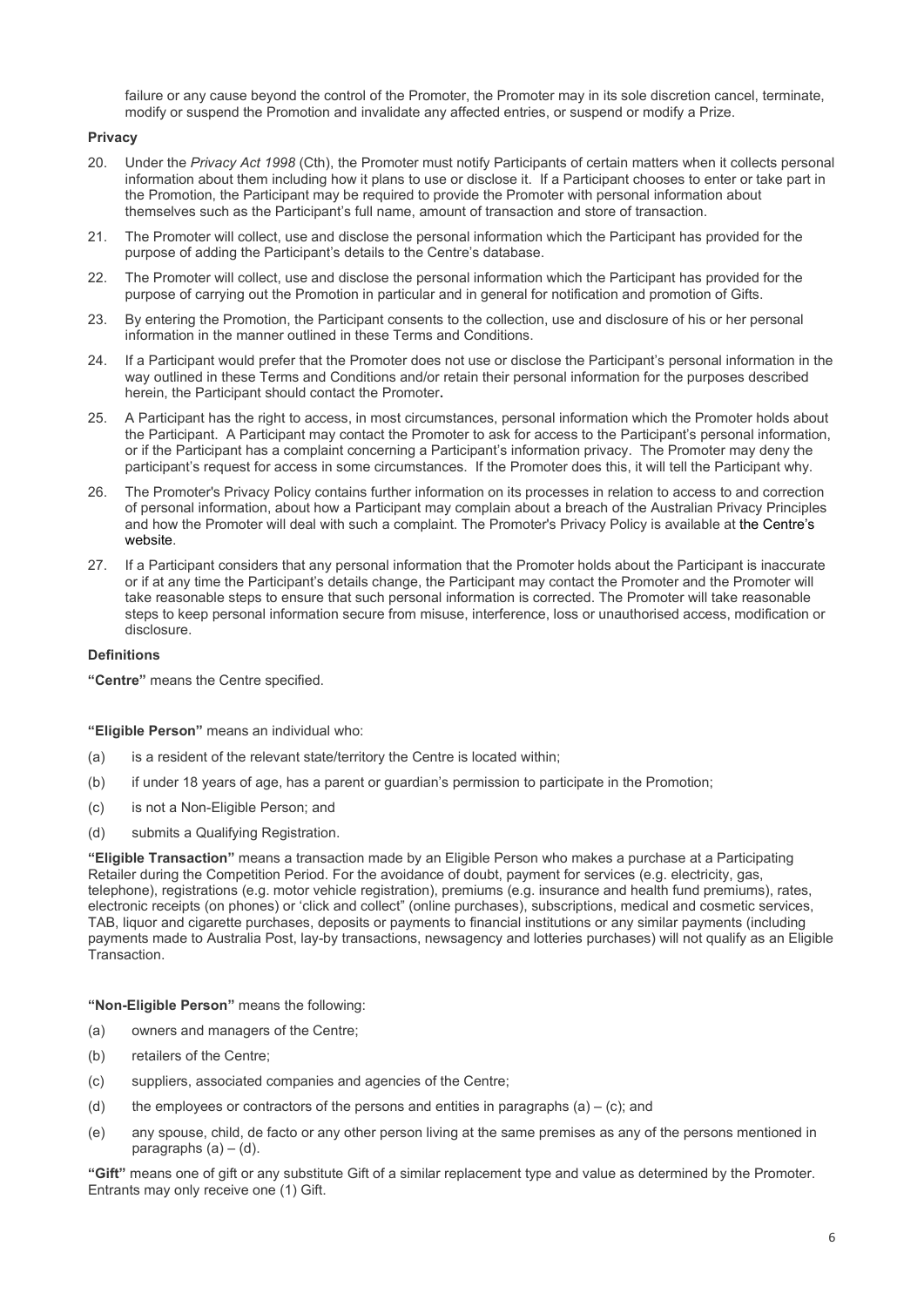failure or any cause beyond the control of the Promoter, the Promoter may in its sole discretion cancel, terminate, modify or suspend the Promotion and invalidate any affected entries, or suspend or modify a Prize.

**Privacy**

20. Under the *Privacy Act 1998* (Cth), the Promoter must notify Participants of certain matters when it collects personal information about them including how it plans to use or disclose it. If a Participant chooses to enter or take part in the Promotion, the Participant may be required to provide the Promoter with personal information about themselves such as the Participant's full name, amount of transaction and store of transaction.

21. The Promoter will collect, use and disclose the personal information which the Participant has provided for the purpose of adding the Participant's details to the Centre's database.

22. The Promoter will collect, use and disclose the personal information which the Participant has provided for the purpose of carrying out the Promotion in particular and in general for notification and promotion of Gifts.

23. By entering the Promotion, the Participant consents to the collection, use and disclosure of his or her personal information in the manner outlined in these Terms and Conditions.

24. If a Participant would prefer that the Promoter does not use or disclose the Participant's personal information in the way outlined in these Terms and Conditions and/or retain their personal information for the purposes described herein, the Participant should contact the Promoter**.**

25. A Participant has the right to access, in most circumstances, personal information which the Promoter holds about the Participant. A Participant may contact the Promoter to ask for access to the Participant's personal information, or if the Participant has a complaint concerning a Participant's information privacy. The Promoter may deny the participant's request for access in some circumstances. If the Promoter does this, it will tell the Participant why.

26. The Promoter's Privacy Policy contains further information on its processes in relation to access to and correction of personal information, about how a Participant may complain about a breach of the Australian Privacy Principles and how the Promoter will deal with such a complaint. The Promoter's Privacy Policy is available at the Centre's website.

27. If a Participant considers that any personal information that the Promoter holds about the Participant is inaccurate or if at any time the Participant's details change, the Participant may contact the Promoter and the Promoter will take reasonable steps to ensure that such personal information is corrected. The Promoter will take reasonable steps to keep personal information secure from misuse, interference, loss or unauthorised access, modification or disclosure.

**Definitions**

**"Centre"** means the Centre specified.

**"Eligible Person"** means an individual who:

(a) is a resident of the relevant state/territory the Centre is located within;

(b) if under 18 years of age, has a parent or guardian's permission to participate in the Promotion;

(c) is not a Non-Eligible Person; and

(d) submits a Qualifying Registration.

**"Eligible Transaction"** means a transaction made by an Eligible Person who makes a purchase at a Participating Retailer during the Competition Period. For the avoidance of doubt, payment for services (e.g. electricity, gas, telephone), registrations (e.g. motor vehicle registration), premiums (e.g. insurance and health fund premiums), rates, electronic receipts (on phones) or 'click and collect" (online purchases), subscriptions, medical and cosmetic services, TAB, liquor and cigarette purchases, deposits or payments to financial institutions or any similar payments (including payments made to Australia Post, lay-by transactions, newsagency and lotteries purchases) will not qualify as an Eligible Transaction.

**"Non-Eligible Person"** means the following:

(a) owners and managers of the Centre;

(b) retailers of the Centre;

(c) suppliers, associated companies and agencies of the Centre;

(d) the employees or contractors of the persons and entities in paragraphs (a) – (c); and

(e) any spouse, child, de facto or any other person living at the same premises as any of the persons mentioned in paragraphs (a) – (d).

**"Gift"** means one of gift or any substitute Gift of a similar replacement type and value as determined by the Promoter. Entrants may only receive one (1) Gift.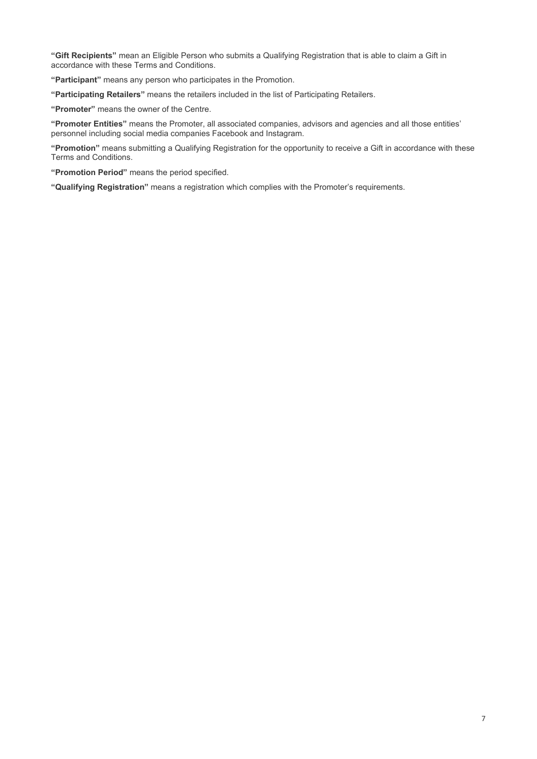**"Gift Recipients"** mean an Eligible Person who submits a Qualifying Registration that is able to claim a Gift in accordance with these Terms and Conditions.

**"Participant"** means any person who participates in the Promotion.

**"Participating Retailers"** means the retailers included in the list of Participating Retailers.

**"Promoter"** means the owner of the Centre.

**"Promoter Entities"** means the Promoter, all associated companies, advisors and agencies and all those entities' personnel including social media companies Facebook and Instagram.

**"Promotion"** means submitting a Qualifying Registration for the opportunity to receive a Gift in accordance with these Terms and Conditions.

**"Promotion Period"** means the period specified.

**"Qualifying Registration"** means a registration which complies with the Promoter's requirements.